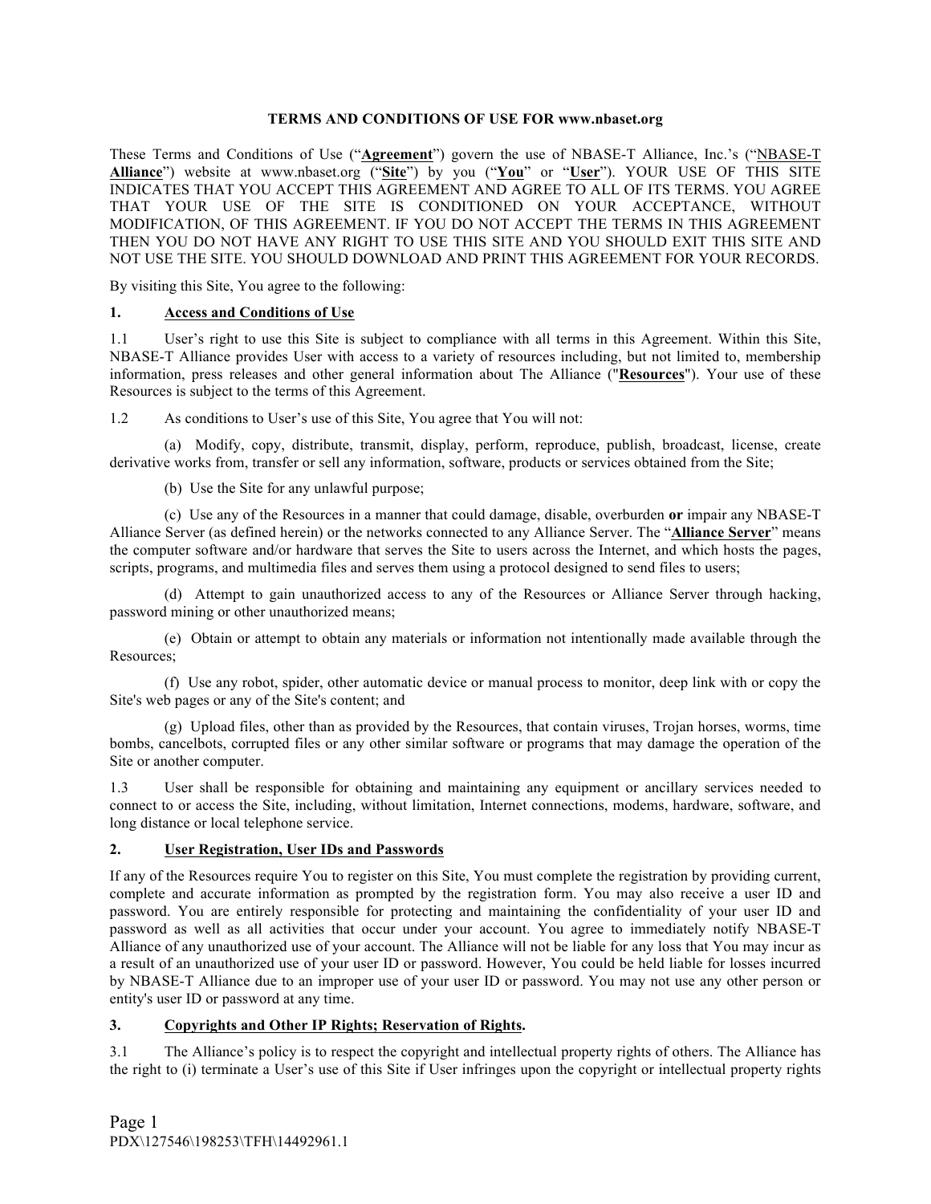**TERMS AND CONDITIONS OF USE FOR www.nbaset.org**

These Terms and Conditions of Use ("**Agreement**") govern the use of NBASE-T Alliance, Inc.'s ("**NBASE-T Alliance**") website at www.nbaset.org ("**Site**") by you ("**You**" or "**User**"). YOUR USE OF THIS SITE INDICATES THAT YOU ACCEPT THIS AGREEMENT AND AGREE TO ALL OF ITS TERMS. YOU AGREE THAT YOUR USE OF THE SITE IS CONDITIONED ON YOUR ACCEPTANCE, WITHOUT MODIFICATION, OF THIS AGREEMENT. IF YOU DO NOT ACCEPT THE TERMS IN THIS AGREEMENT THEN YOU DO NOT HAVE ANY RIGHT TO USE THIS SITE AND YOU SHOULD EXIT THIS SITE AND NOT USE THE SITE. YOU SHOULD DOWNLOAD AND PRINT THIS AGREEMENT FOR YOUR RECORDS.

By visiting this Site, You agree to the following:

**1. Access and Conditions of Use**

1.1 User's right to use this Site is subject to compliance with all terms in this Agreement. Within this Site, NBASE-T Alliance provides User with access to a variety of resources including, but not limited to, membership information, press releases and other general information about The Alliance ("**Resources**"). Your use of these Resources is subject to the terms of this Agreement.

1.2 As conditions to User's use of this Site, You agree that You will not:

(a) Modify, copy, distribute, transmit, display, perform, reproduce, publish, broadcast, license, create derivative works from, transfer or sell any information, software, products or services obtained from the Site;

(b) Use the Site for any unlawful purpose;

(c) Use any of the Resources in a manner that could damage, disable, overburden **or** impair any NBASE-T Alliance Server (as defined herein) or the networks connected to any Alliance Server. The "**Alliance Server**" means the computer software and/or hardware that serves the Site to users across the Internet, and which hosts the pages, scripts, programs, and multimedia files and serves them using a protocol designed to send files to users;

(d) Attempt to gain unauthorized access to any of the Resources or Alliance Server through hacking, password mining or other unauthorized means;

(e) Obtain or attempt to obtain any materials or information not intentionally made available through the Resources;

(f) Use any robot, spider, other automatic device or manual process to monitor, deep link with or copy the Site's web pages or any of the Site's content; and

(g) Upload files, other than as provided by the Resources, that contain viruses, Trojan horses, worms, time bombs, cancelbots, corrupted files or any other similar software or programs that may damage the operation of the Site or another computer.

1.3 User shall be responsible for obtaining and maintaining any equipment or ancillary services needed to connect to or access the Site, including, without limitation, Internet connections, modems, hardware, software, and long distance or local telephone service.

**2. User Registration, User IDs and Passwords**

If any of the Resources require You to register on this Site, You must complete the registration by providing current, complete and accurate information as prompted by the registration form. You may also receive a user ID and password. You are entirely responsible for protecting and maintaining the confidentiality of your user ID and password as well as all activities that occur under your account. You agree to immediately notify NBASE-T Alliance of any unauthorized use of your account. The Alliance will not be liable for any loss that You may incur as a result of an unauthorized use of your user ID or password. However, You could be held liable for losses incurred by NBASE-T Alliance due to an improper use of your user ID or password. You may not use any other person or entity's user ID or password at any time.

**3. Copyrights and Other IP Rights; Reservation of Rights.**

3.1 The Alliance's policy is to respect the copyright and intellectual property rights of others. The Alliance has the right to (i) terminate a User's use of this Site if User infringes upon the copyright or intellectual property rights

PDX\127546\198253\TFH\14492961.1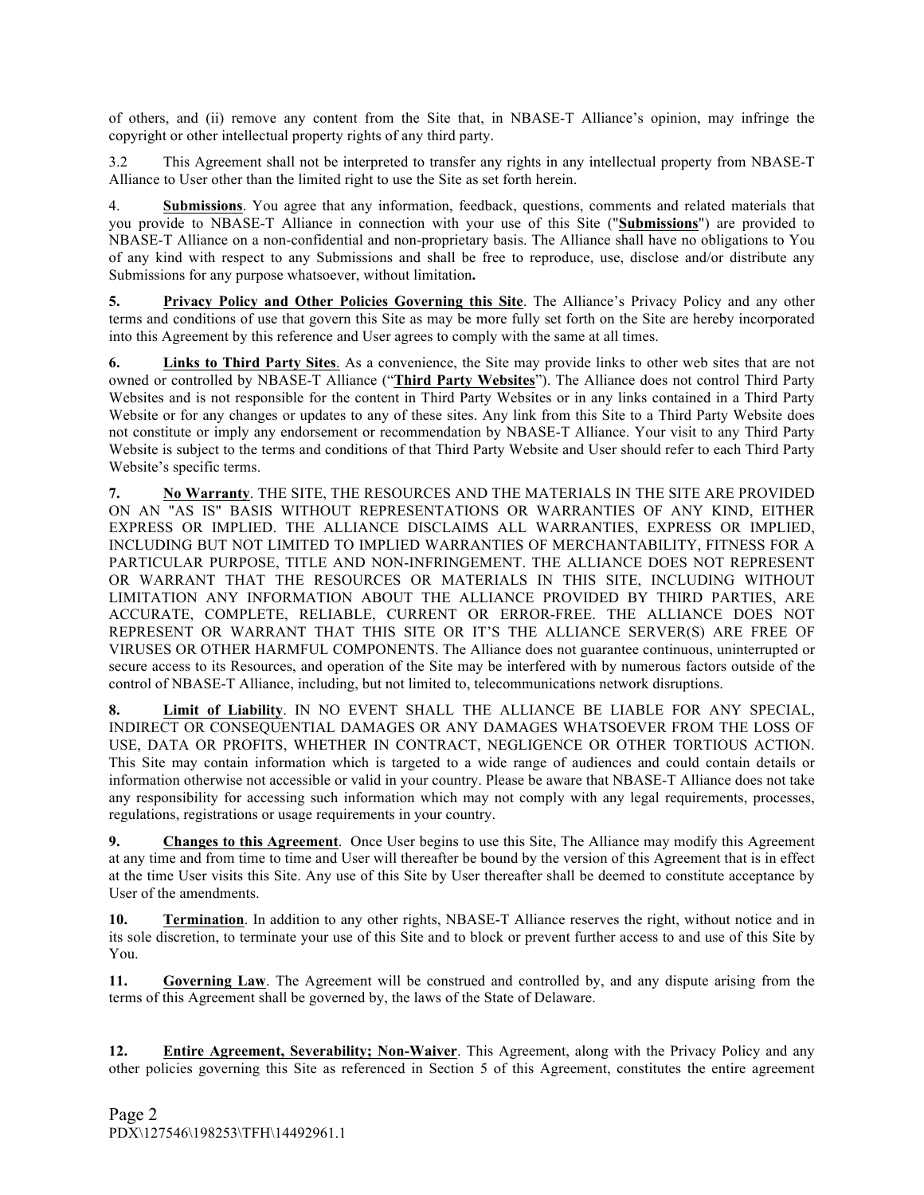of others, and (ii) remove any content from the Site that, in NBASE-T Alliance's opinion, may infringe the copyright or other intellectual property rights of any third party.

3.2 This Agreement shall not be interpreted to transfer any rights in any intellectual property from NBASE-T Alliance to User other than the limited right to use the Site as set forth herein.

4. **Submissions**. You agree that any information, feedback, questions, comments and related materials that you provide to NBASE-T Alliance in connection with your use of this Site ("**Submissions**") are provided to NBASE-T Alliance on a non-confidential and non-proprietary basis. The Alliance shall have no obligations to You of any kind with respect to any Submissions and shall be free to reproduce, use, disclose and/or distribute any Submissions for any purpose whatsoever, without limitation**.**

**5. Privacy Policy and Other Policies Governing this Site**. The Alliance's Privacy Policy and any other terms and conditions of use that govern this Site as may be more fully set forth on the Site are hereby incorporated into this Agreement by this reference and User agrees to comply with the same at all times.

**6. Links to Third Party Sites**. As a convenience, the Site may provide links to other web sites that are not owned or controlled by NBASE-T Alliance ("**Third Party Websites**"). The Alliance does not control Third Party Websites and is not responsible for the content in Third Party Websites or in any links contained in a Third Party Website or for any changes or updates to any of these sites. Any link from this Site to a Third Party Website does not constitute or imply any endorsement or recommendation by NBASE-T Alliance. Your visit to any Third Party Website is subject to the terms and conditions of that Third Party Website and User should refer to each Third Party Website's specific terms.

**7. No Warranty**. THE SITE, THE RESOURCES AND THE MATERIALS IN THE SITE ARE PROVIDED ON AN "AS IS" BASIS WITHOUT REPRESENTATIONS OR WARRANTIES OF ANY KIND, EITHER EXPRESS OR IMPLIED. THE ALLIANCE DISCLAIMS ALL WARRANTIES, EXPRESS OR IMPLIED, INCLUDING BUT NOT LIMITED TO IMPLIED WARRANTIES OF MERCHANTABILITY, FITNESS FOR A PARTICULAR PURPOSE, TITLE AND NON-INFRINGEMENT. THE ALLIANCE DOES NOT REPRESENT OR WARRANT THAT THE RESOURCES OR MATERIALS IN THIS SITE, INCLUDING WITHOUT LIMITATION ANY INFORMATION ABOUT THE ALLIANCE PROVIDED BY THIRD PARTIES, ARE ACCURATE, COMPLETE, RELIABLE, CURRENT OR ERROR-FREE. THE ALLIANCE DOES NOT REPRESENT OR WARRANT THAT THIS SITE OR IT'S THE ALLIANCE SERVER(S) ARE FREE OF VIRUSES OR OTHER HARMFUL COMPONENTS. The Alliance does not guarantee continuous, uninterrupted or secure access to its Resources, and operation of the Site may be interfered with by numerous factors outside of the control of NBASE-T Alliance, including, but not limited to, telecommunications network disruptions.

**8. Limit of Liability**. IN NO EVENT SHALL THE ALLIANCE BE LIABLE FOR ANY SPECIAL, INDIRECT OR CONSEQUENTIAL DAMAGES OR ANY DAMAGES WHATSOEVER FROM THE LOSS OF USE, DATA OR PROFITS, WHETHER IN CONTRACT, NEGLIGENCE OR OTHER TORTIOUS ACTION. This Site may contain information which is targeted to a wide range of audiences and could contain details or information otherwise not accessible or valid in your country. Please be aware that NBASE-T Alliance does not take any responsibility for accessing such information which may not comply with any legal requirements, processes, regulations, registrations or usage requirements in your country.

**9. Changes to this Agreement**. Once User begins to use this Site, The Alliance may modify this Agreement at any time and from time to time and User will thereafter be bound by the version of this Agreement that is in effect at the time User visits this Site. Any use of this Site by User thereafter shall be deemed to constitute acceptance by User of the amendments.

**10. Termination**. In addition to any other rights, NBASE-T Alliance reserves the right, without notice and in its sole discretion, to terminate your use of this Site and to block or prevent further access to and use of this Site by You.

**11. Governing Law**. The Agreement will be construed and controlled by, and any dispute arising from the terms of this Agreement shall be governed by, the laws of the State of Delaware.

**12. Entire Agreement, Severability; Non-Waiver**. This Agreement, along with the Privacy Policy and any other policies governing this Site as referenced in Section 5 of this Agreement, constitutes the entire agreement

PDX\127546\198253\TFH\14492961.1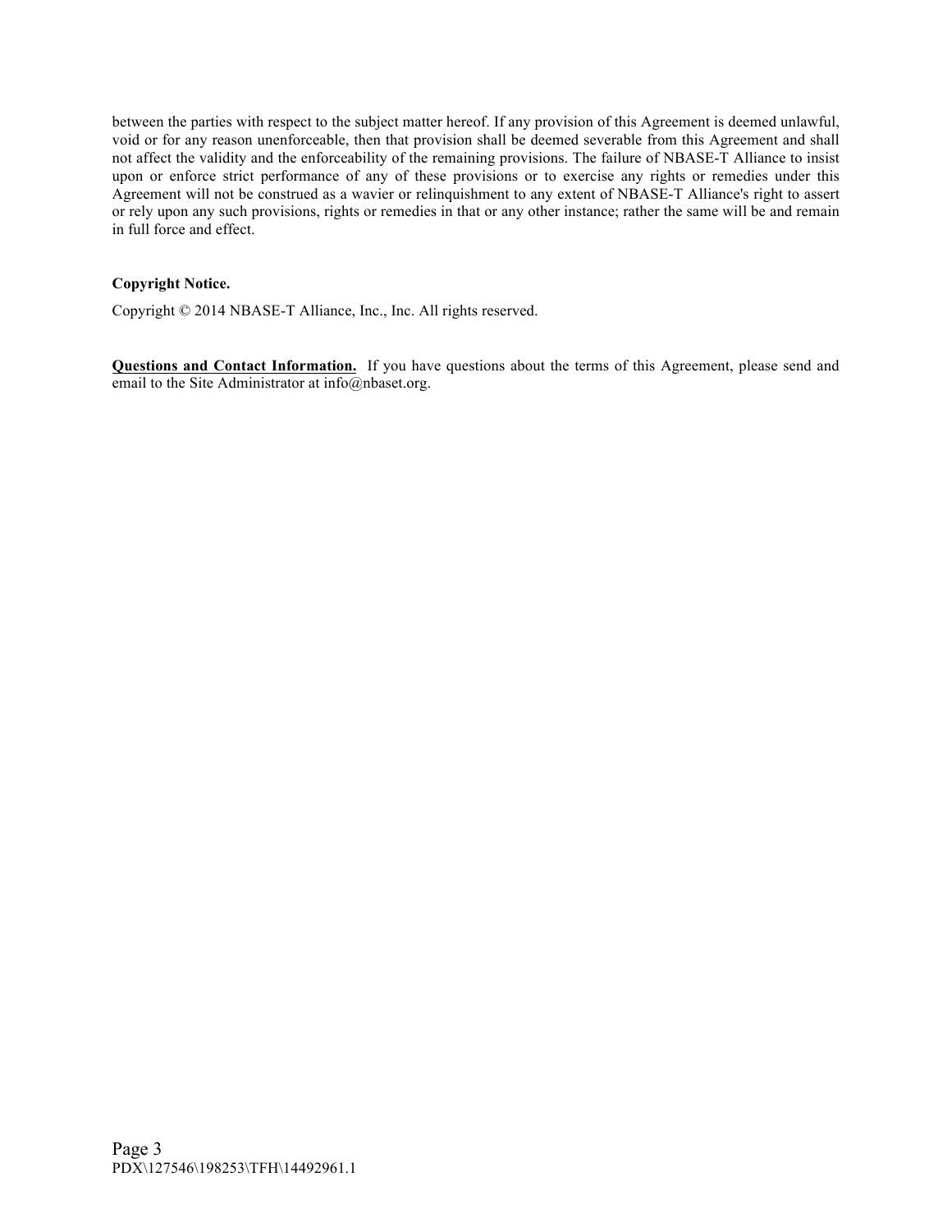between the parties with respect to the subject matter hereof. If any provision of this Agreement is deemed unlawful, void or for any reason unenforceable, then that provision shall be deemed severable from this Agreement and shall not affect the validity and the enforceability of the remaining provisions. The failure of NBASE-T Alliance to insist upon or enforce strict performance of any of these provisions or to exercise any rights or remedies under this Agreement will not be construed as a wavier or relinquishment to any extent of NBASE-T Alliance's right to assert or rely upon any such provisions, rights or remedies in that or any other instance; rather the same will be and remain in full force and effect.

**Copyright Notice.**

Copyright © 2014 NBASE-T Alliance, Inc., Inc. All rights reserved.

**Questions and Contact Information.** If you have questions about the terms of this Agreement, please send and email to the Site Administrator at info@nbaset.org.

PDX\127546\198253\TFH\14492961.1